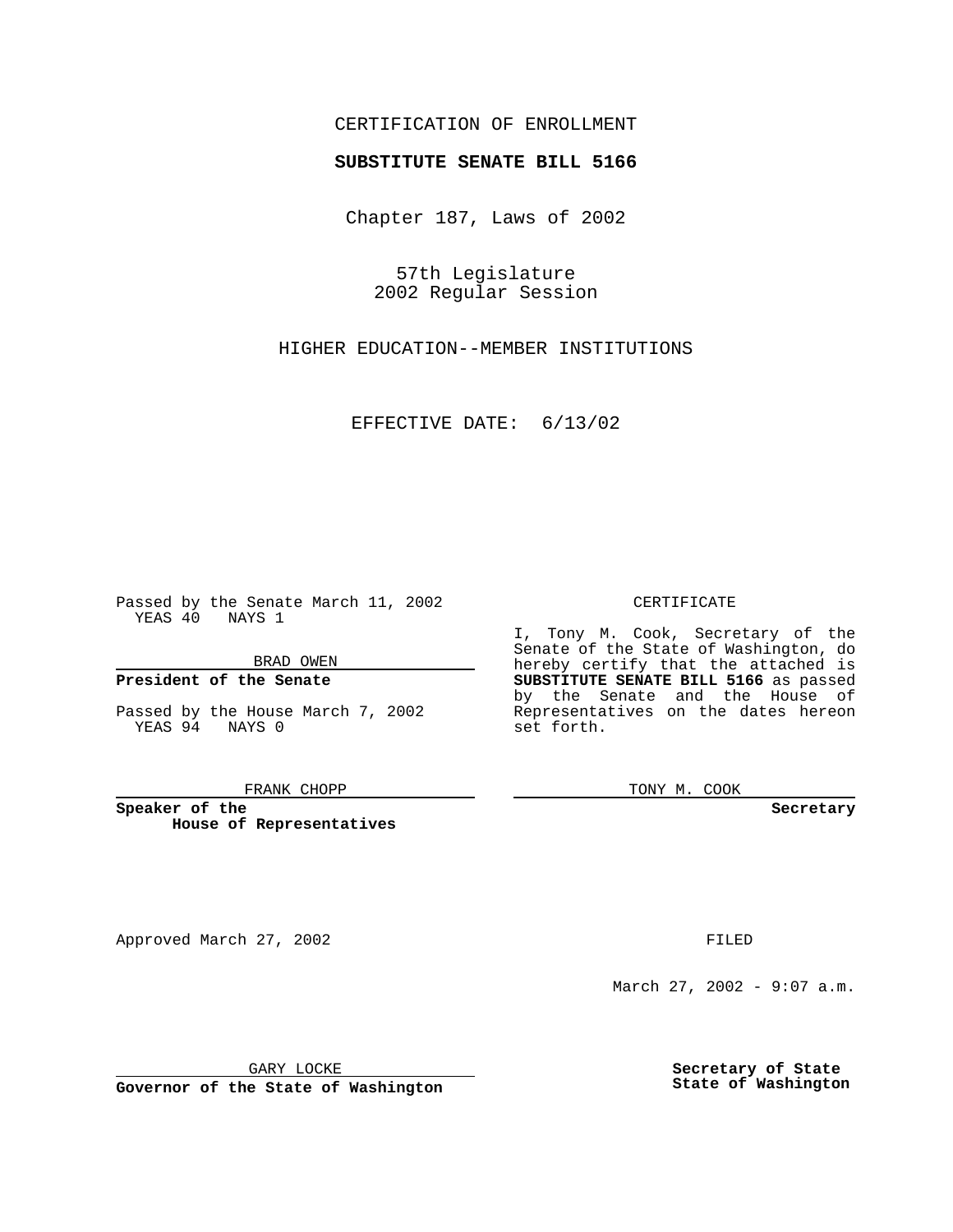CERTIFICATION OF ENROLLMENT

**SUBSTITUTE SENATE BILL 5166**

Chapter 187, Laws of 2002

57th Legislature
2002 Regular Session

HIGHER EDUCATION--MEMBER INSTITUTIONS

EFFECTIVE DATE: 6/13/02

Passed by the Senate March 11, 2002
YEAS 40 NAYS 1

BRAD OWEN

**President of the Senate**

Passed by the House March 7, 2002
YEAS 94 NAYS 0

FRANK CHOPP

**Speaker of the House of Representatives**

CERTIFICATE

I, Tony M. Cook, Secretary of the Senate of the State of Washington, do hereby certify that the attached is **SUBSTITUTE SENATE BILL 5166** as passed by the Senate and the House of Representatives on the dates hereon set forth.

TONY M. COOK

**Secretary**

Approved March 27, 2002

GARY LOCKE

**Governor of the State of Washington**

FILED

March 27, 2002 - 9:07 a.m.

**Secretary of State**
**State of Washington**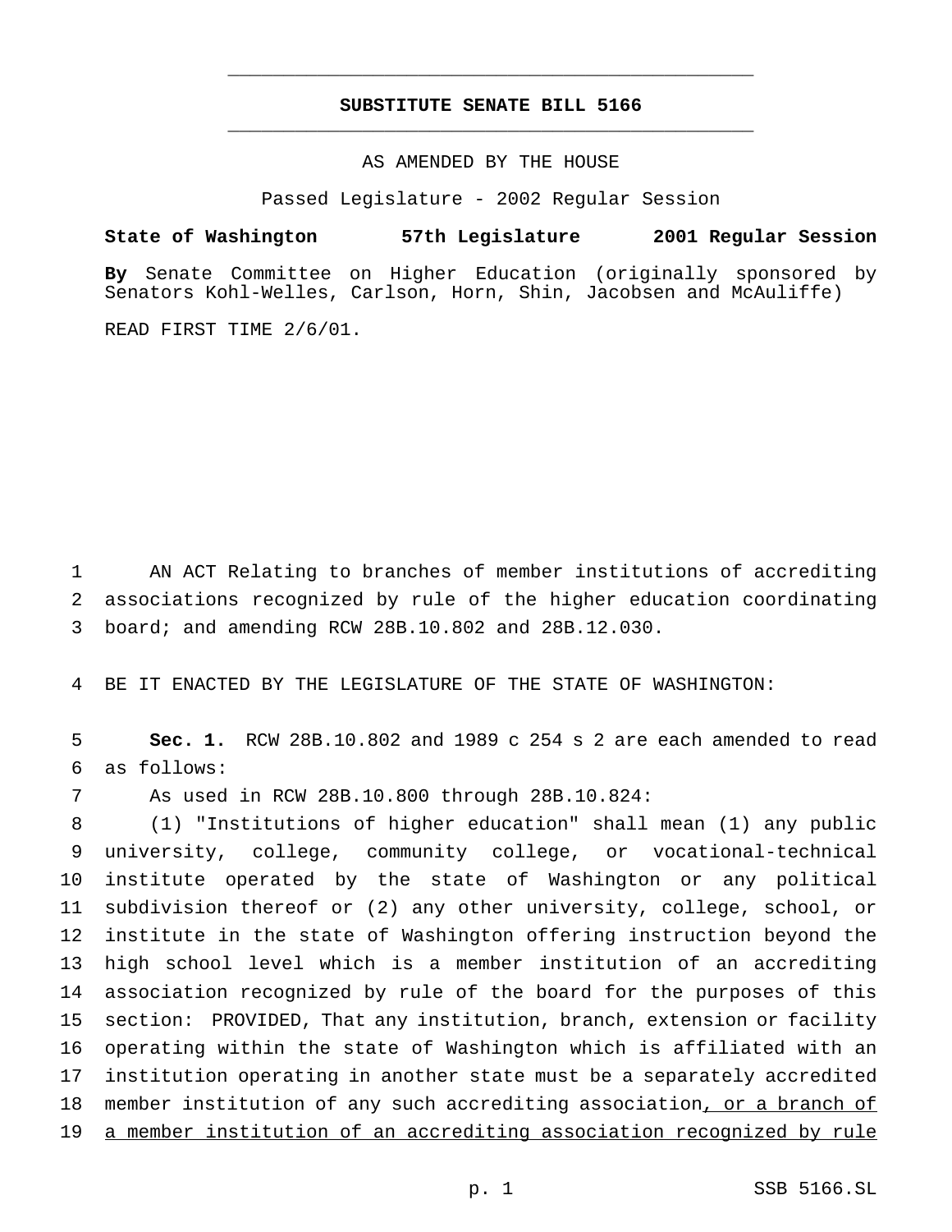# SUBSTITUTE SENATE BILL 5166

AS AMENDED BY THE HOUSE

Passed Legislature - 2002 Regular Session

**State of Washington 57th Legislature 2001 Regular Session**

**By** Senate Committee on Higher Education (originally sponsored by Senators Kohl-Welles, Carlson, Horn, Shin, Jacobsen and McAuliffe)

READ FIRST TIME 2/6/01.

AN ACT Relating to branches of member institutions of accrediting associations recognized by rule of the higher education coordinating board; and amending RCW 28B.10.802 and 28B.12.030.

BE IT ENACTED BY THE LEGISLATURE OF THE STATE OF WASHINGTON:

**Sec. 1.** RCW 28B.10.802 and 1989 c 254 s 2 are each amended to read as follows:

As used in RCW 28B.10.800 through 28B.10.824:

(1) "Institutions of higher education" shall mean (1) any public university, college, community college, or vocational-technical institute operated by the state of Washington or any political subdivision thereof or (2) any other university, college, school, or institute in the state of Washington offering instruction beyond the high school level which is a member institution of an accrediting association recognized by rule of the board for the purposes of this section: PROVIDED, That any institution, branch, extension or facility operating within the state of Washington which is affiliated with an institution operating in another state must be a separately accredited member institution of any such accrediting association<u>, or a branch of a member institution of an accrediting association recognized by rule</u>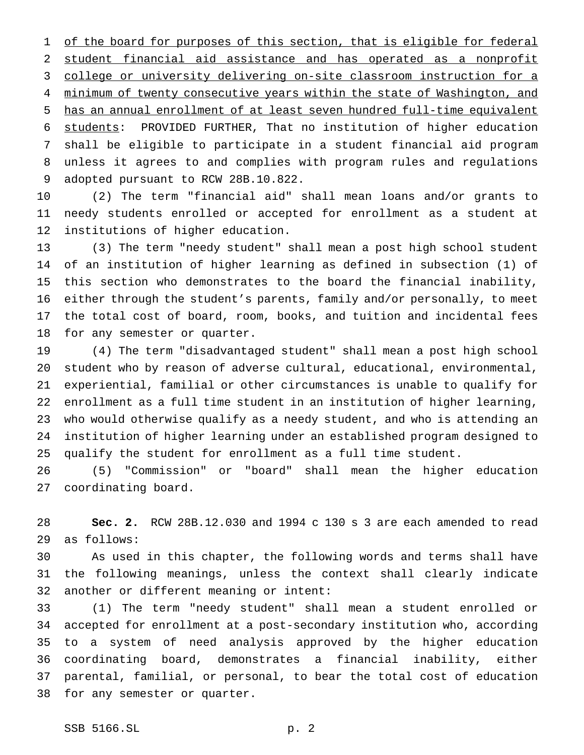of the board for purposes of this section, that is eligible for federal student financial aid assistance and has operated as a nonprofit college or university delivering on-site classroom instruction for a minimum of twenty consecutive years within the state of Washington, and has an annual enrollment of at least seven hundred full-time equivalent students: PROVIDED FURTHER, That no institution of higher education shall be eligible to participate in a student financial aid program unless it agrees to and complies with program rules and regulations adopted pursuant to RCW 28B.10.822.

(2) The term "financial aid" shall mean loans and/or grants to needy students enrolled or accepted for enrollment as a student at institutions of higher education.

(3) The term "needy student" shall mean a post high school student of an institution of higher learning as defined in subsection (1) of this section who demonstrates to the board the financial inability, either through the student's parents, family and/or personally, to meet the total cost of board, room, books, and tuition and incidental fees for any semester or quarter.

(4) The term "disadvantaged student" shall mean a post high school student who by reason of adverse cultural, educational, environmental, experiential, familial or other circumstances is unable to qualify for enrollment as a full time student in an institution of higher learning, who would otherwise qualify as a needy student, and who is attending an institution of higher learning under an established program designed to qualify the student for enrollment as a full time student.

(5) "Commission" or "board" shall mean the higher education coordinating board.

**Sec. 2.** RCW 28B.12.030 and 1994 c 130 s 3 are each amended to read as follows:

As used in this chapter, the following words and terms shall have the following meanings, unless the context shall clearly indicate another or different meaning or intent:

(1) The term "needy student" shall mean a student enrolled or accepted for enrollment at a post-secondary institution who, according to a system of need analysis approved by the higher education coordinating board, demonstrates a financial inability, either parental, familial, or personal, to bear the total cost of education for any semester or quarter.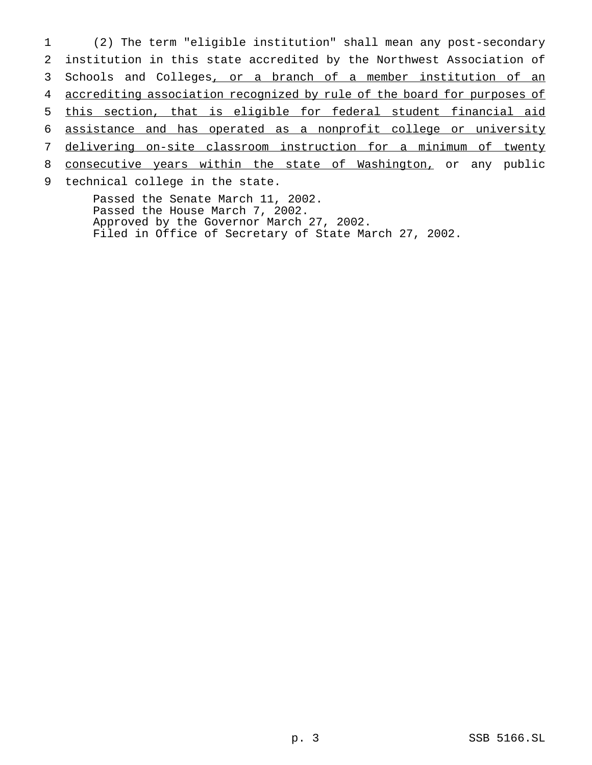(2) The term "eligible institution" shall mean any post-secondary institution in this state accredited by the Northwest Association of Schools and Colleges<u>, or a branch of a member institution of an accrediting association recognized by rule of the board for purposes of this section, that is eligible for federal student financial aid assistance and has operated as a nonprofit college or university delivering on-site classroom instruction for a minimum of twenty consecutive years within the state of Washington,</u> or any public technical college in the state.

Passed the Senate March 11, 2002.
Passed the House March 7, 2002.
Approved by the Governor March 27, 2002.
Filed in Office of Secretary of State March 27, 2002.